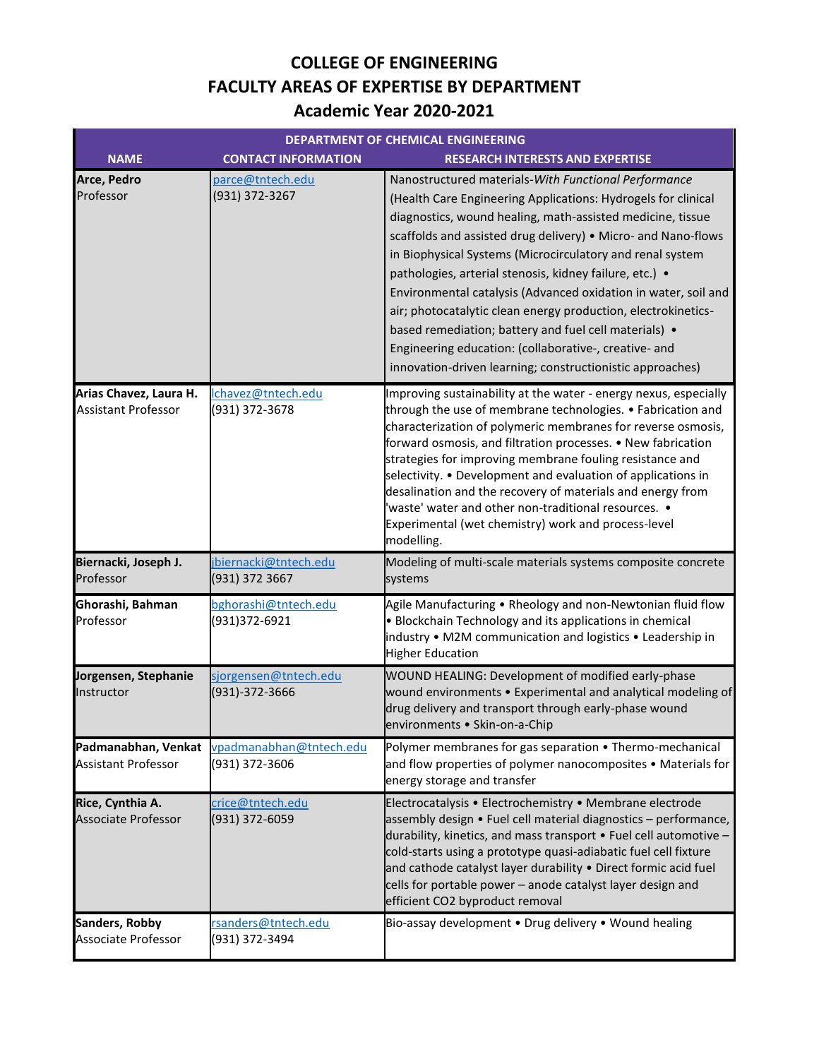# COLLEGE OF ENGINEERING
# FACULTY AREAS OF EXPERTISE BY DEPARTMENT
# Academic Year 2020-2021

| DEPARTMENT OF CHEMICAL ENGINEERING | | |
|---|---|---|
| **NAME** | **CONTACT INFORMATION** | **RESEARCH INTERESTS AND EXPERTISE** |
| **Arce, Pedro** Professor | parce@tntech.edu (931) 372-3267 | Nanostructured materials-*With Functional Performance* (Health Care Engineering Applications: Hydrogels for clinical diagnostics, wound healing, math-assisted medicine, tissue scaffolds and assisted drug delivery) • Micro- and Nano-flows in Biophysical Systems (Microcirculatory and renal system pathologies, arterial stenosis, kidney failure, etc.) • Environmental catalysis (Advanced oxidation in water, soil and air; photocatalytic clean energy production, electrokinetics-based remediation; battery and fuel cell materials) • Engineering education: (collaborative-, creative- and innovation-driven learning; constructionistic approaches) |
| **Arias Chavez, Laura H.** Assistant Professor | lchavez@tntech.edu (931) 372-3678 | Improving sustainability at the water - energy nexus, especially through the use of membrane technologies. • Fabrication and characterization of polymeric membranes for reverse osmosis, forward osmosis, and filtration processes. • New fabrication strategies for improving membrane fouling resistance and selectivity. • Development and evaluation of applications in desalination and the recovery of materials and energy from 'waste' water and other non-traditional resources. • Experimental (wet chemistry) work and process-level modelling. |
| **Biernacki, Joseph J.** Professor | jbiernacki@tntech.edu (931) 372 3667 | Modeling of multi-scale materials systems composite concrete systems |
| **Ghorashi, Bahman** Professor | bghorashi@tntech.edu (931)372-6921 | Agile Manufacturing • Rheology and non-Newtonian fluid flow • Blockchain Technology and its applications in chemical industry • M2M communication and logistics • Leadership in Higher Education |
| **Jorgensen, Stephanie** Instructor | sjorgensen@tntech.edu (931)-372-3666 | WOUND HEALING: Development of modified early-phase wound environments • Experimental and analytical modeling of drug delivery and transport through early-phase wound environments • Skin-on-a-Chip |
| **Padmanabhan, Venkat** Assistant Professor | vpadmanabhan@tntech.edu (931) 372-3606 | Polymer membranes for gas separation • Thermo-mechanical and flow properties of polymer nanocomposites • Materials for energy storage and transfer |
| **Rice, Cynthia A.** Associate Professor | crice@tntech.edu (931) 372-6059 | Electrocatalysis • Electrochemistry • Membrane electrode assembly design • Fuel cell material diagnostics – performance, durability, kinetics, and mass transport • Fuel cell automotive – cold-starts using a prototype quasi-adiabatic fuel cell fixture and cathode catalyst layer durability • Direct formic acid fuel cells for portable power – anode catalyst layer design and efficient $CO_2$ byproduct removal |
| **Sanders, Robby** Associate Professor | rsanders@tntech.edu (931) 372-3494 | Bio-assay development • Drug delivery • Wound healing |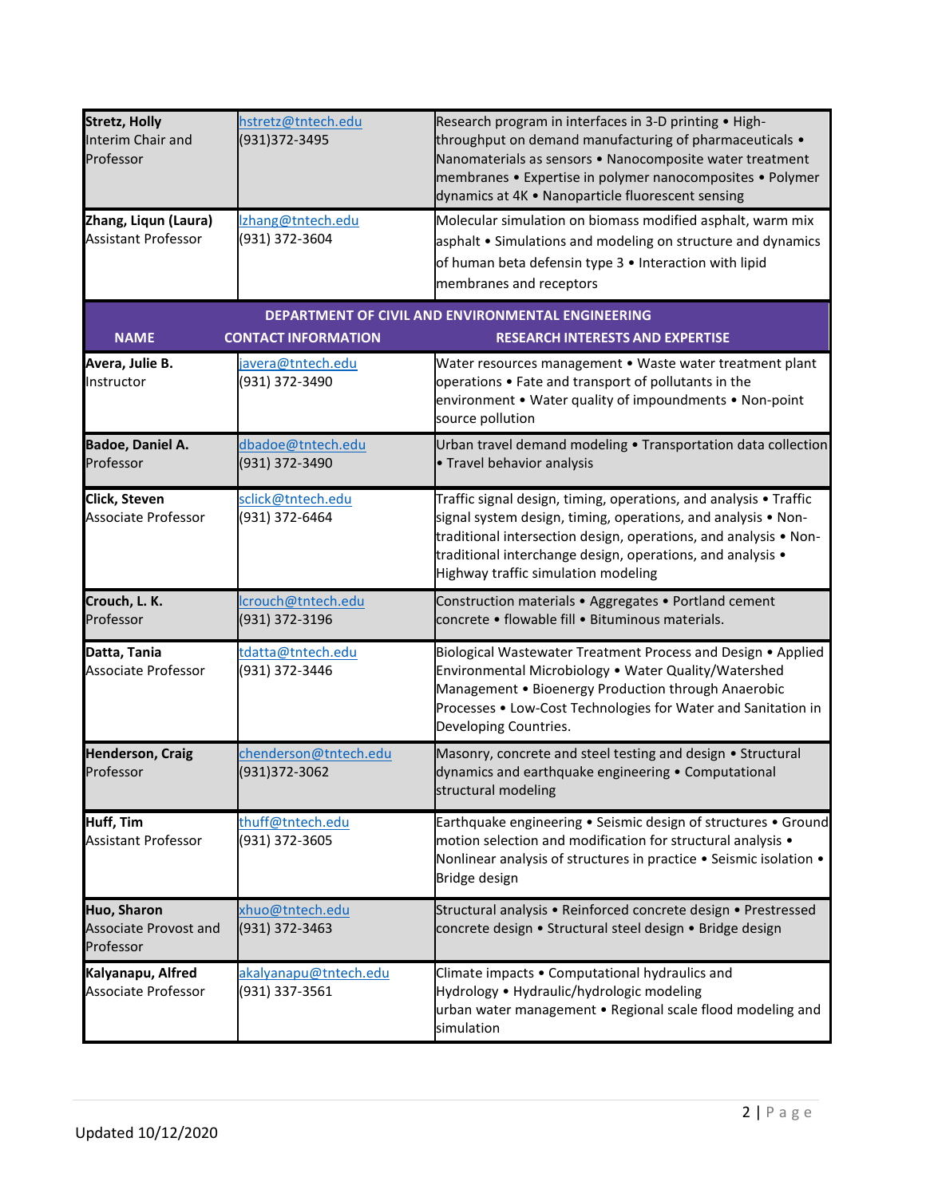| | | |
|---|---|---|
| **Stretz, Holly**<br>Interim Chair and Professor | hstretz@tntech.edu<br>(931)372-3495 | Research program in interfaces in 3-D printing • High-throughput on demand manufacturing of pharmaceuticals • Nanomaterials as sensors • Nanocomposite water treatment membranes • Expertise in polymer nanocomposites • Polymer dynamics at 4K • Nanoparticle fluorescent sensing |
| **Zhang, Liqun (Laura)**<br>Assistant Professor | lzhang@tntech.edu<br>(931) 372-3604 | Molecular simulation on biomass modified asphalt, warm mix asphalt • Simulations and modeling on structure and dynamics of human beta defensin type 3 • Interaction with lipid membranes and receptors |

## DEPARTMENT OF CIVIL AND ENVIRONMENTAL ENGINEERING

| NAME | CONTACT INFORMATION | RESEARCH INTERESTS AND EXPERTISE |
|---|---|---|
| **Avera, Julie B.**<br>Instructor | javera@tntech.edu<br>(931) 372-3490 | Water resources management • Waste water treatment plant operations • Fate and transport of pollutants in the environment • Water quality of impoundments • Non-point source pollution |
| **Badoe, Daniel A.**<br>Professor | dbadoe@tntech.edu<br>(931) 372-3490 | Urban travel demand modeling • Transportation data collection • Travel behavior analysis |
| **Click, Steven**<br>Associate Professor | sclick@tntech.edu<br>(931) 372-6464 | Traffic signal design, timing, operations, and analysis • Traffic signal system design, timing, operations, and analysis • Non-traditional intersection design, operations, and analysis • Non-traditional interchange design, operations, and analysis • Highway traffic simulation modeling |
| **Crouch, L. K.**<br>Professor | lcrouch@tntech.edu<br>(931) 372-3196 | Construction materials • Aggregates • Portland cement concrete • flowable fill • Bituminous materials. |
| **Datta, Tania**<br>Associate Professor | tdatta@tntech.edu<br>(931) 372-3446 | Biological Wastewater Treatment Process and Design • Applied Environmental Microbiology • Water Quality/Watershed Management • Bioenergy Production through Anaerobic Processes • Low-Cost Technologies for Water and Sanitation in Developing Countries. |
| **Henderson, Craig**<br>Professor | chenderson@tntech.edu<br>(931)372-3062 | Masonry, concrete and steel testing and design • Structural dynamics and earthquake engineering • Computational structural modeling |
| **Huff, Tim**<br>Assistant Professor | thuff@tntech.edu<br>(931) 372-3605 | Earthquake engineering • Seismic design of structures • Ground motion selection and modification for structural analysis • Nonlinear analysis of structures in practice • Seismic isolation • Bridge design |
| **Huo, Sharon**<br>Associate Provost and Professor | xhuo@tntech.edu<br>(931) 372-3463 | Structural analysis • Reinforced concrete design • Prestressed concrete design • Structural steel design • Bridge design |
| **Kalyanapu, Alfred**<br>Associate Professor | akalyanapu@tntech.edu<br>(931) 337-3561 | Climate impacts • Computational hydraulics and Hydrology • Hydraulic/hydrologic modeling urban water management • Regional scale flood modeling and simulation |

Updated 10/12/2020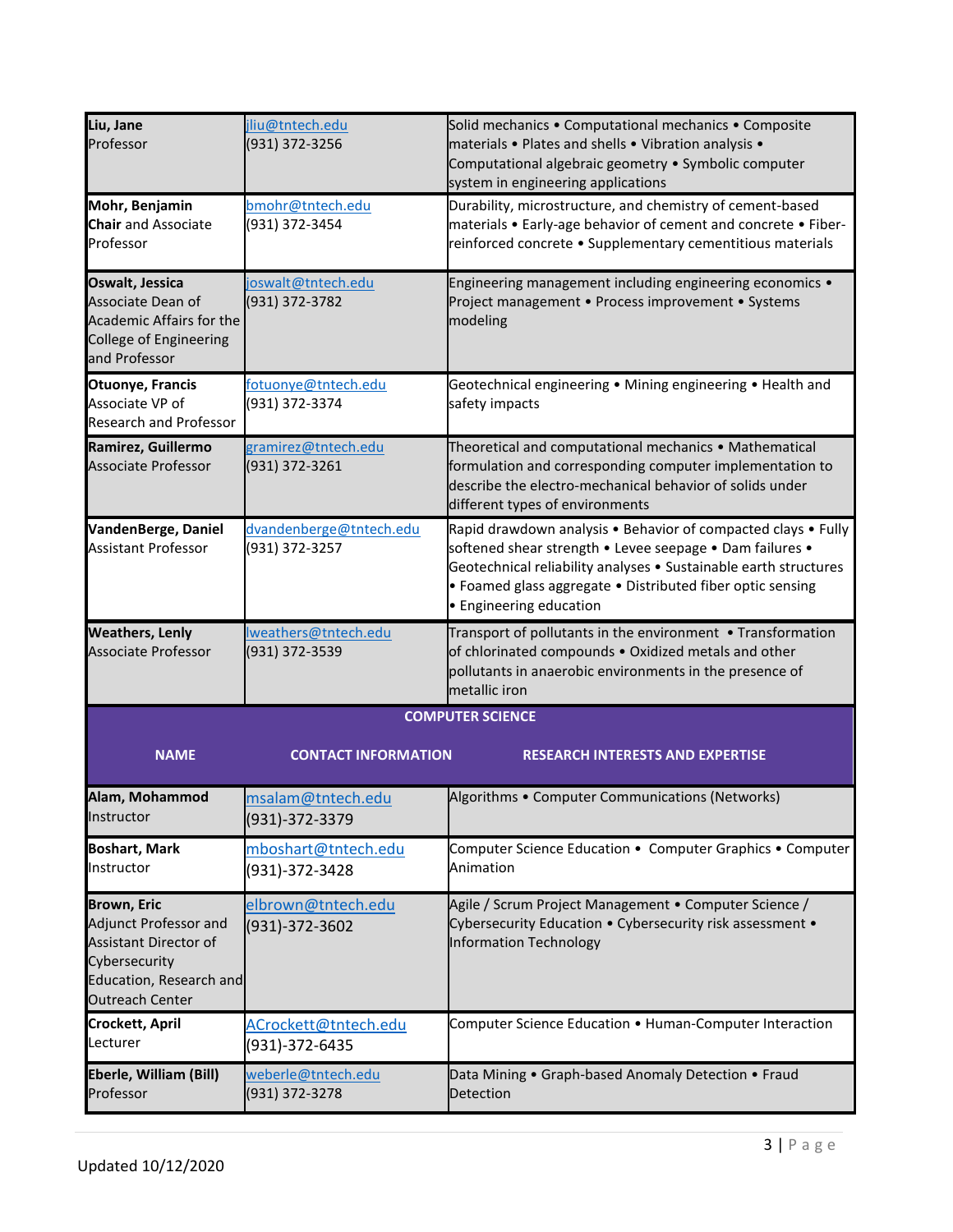| | | |
|---|---|---|
| **Liu, Jane**<br>Professor | jliu@tntech.edu<br>(931) 372-3256 | Solid mechanics • Computational mechanics • Composite materials • Plates and shells • Vibration analysis • Computational algebraic geometry • Symbolic computer system in engineering applications |
| **Mohr, Benjamin**<br>**Chair** and Associate Professor | bmohr@tntech.edu<br>(931) 372-3454 | Durability, microstructure, and chemistry of cement-based materials • Early-age behavior of cement and concrete • Fiber-reinforced concrete • Supplementary cementitious materials |
| **Oswalt, Jessica**<br>Associate Dean of Academic Affairs for the College of Engineering and Professor | joswalt@tntech.edu<br>(931) 372-3782 | Engineering management including engineering economics • Project management • Process improvement • Systems modeling |
| **Otuonye, Francis**<br>Associate VP of Research and Professor | fotuonye@tntech.edu<br>(931) 372-3374 | Geotechnical engineering • Mining engineering • Health and safety impacts |
| **Ramirez, Guillermo**<br>Associate Professor | gramirez@tntech.edu<br>(931) 372-3261 | Theoretical and computational mechanics • Mathematical formulation and corresponding computer implementation to describe the electro-mechanical behavior of solids under different types of environments |
| **VandenBerge, Daniel**<br>Assistant Professor | dvandenberge@tntech.edu<br>(931) 372-3257 | Rapid drawdown analysis • Behavior of compacted clays • Fully softened shear strength • Levee seepage • Dam failures • Geotechnical reliability analyses • Sustainable earth structures • Foamed glass aggregate • Distributed fiber optic sensing • Engineering education |
| **Weathers, Lenly**<br>Associate Professor | lweathers@tntech.edu<br>(931) 372-3539 | Transport of pollutants in the environment • Transformation of chlorinated compounds • Oxidized metals and other pollutants in anaerobic environments in the presence of metallic iron |

**COMPUTER SCIENCE**

| NAME | CONTACT INFORMATION | RESEARCH INTERESTS AND EXPERTISE |
|---|---|---|
| **Alam, Mohammod**<br>Instructor | msalam@tntech.edu<br>(931)-372-3379 | Algorithms • Computer Communications (Networks) |
| **Boshart, Mark**<br>Instructor | mboshart@tntech.edu<br>(931)-372-3428 | Computer Science Education • Computer Graphics • Computer Animation |
| **Brown, Eric**<br>Adjunct Professor and Assistant Director of Cybersecurity Education, Research and Outreach Center | elbrown@tntech.edu<br>(931)-372-3602 | Agile / Scrum Project Management • Computer Science / Cybersecurity Education • Cybersecurity risk assessment • Information Technology |
| **Crockett, April**<br>Lecturer | ACrockett@tntech.edu<br>(931)-372-6435 | Computer Science Education • Human-Computer Interaction |
| **Eberle, William (Bill)**<br>Professor | weberle@tntech.edu<br>(931) 372-3278 | Data Mining • Graph-based Anomaly Detection • Fraud Detection |

Updated 10/12/2020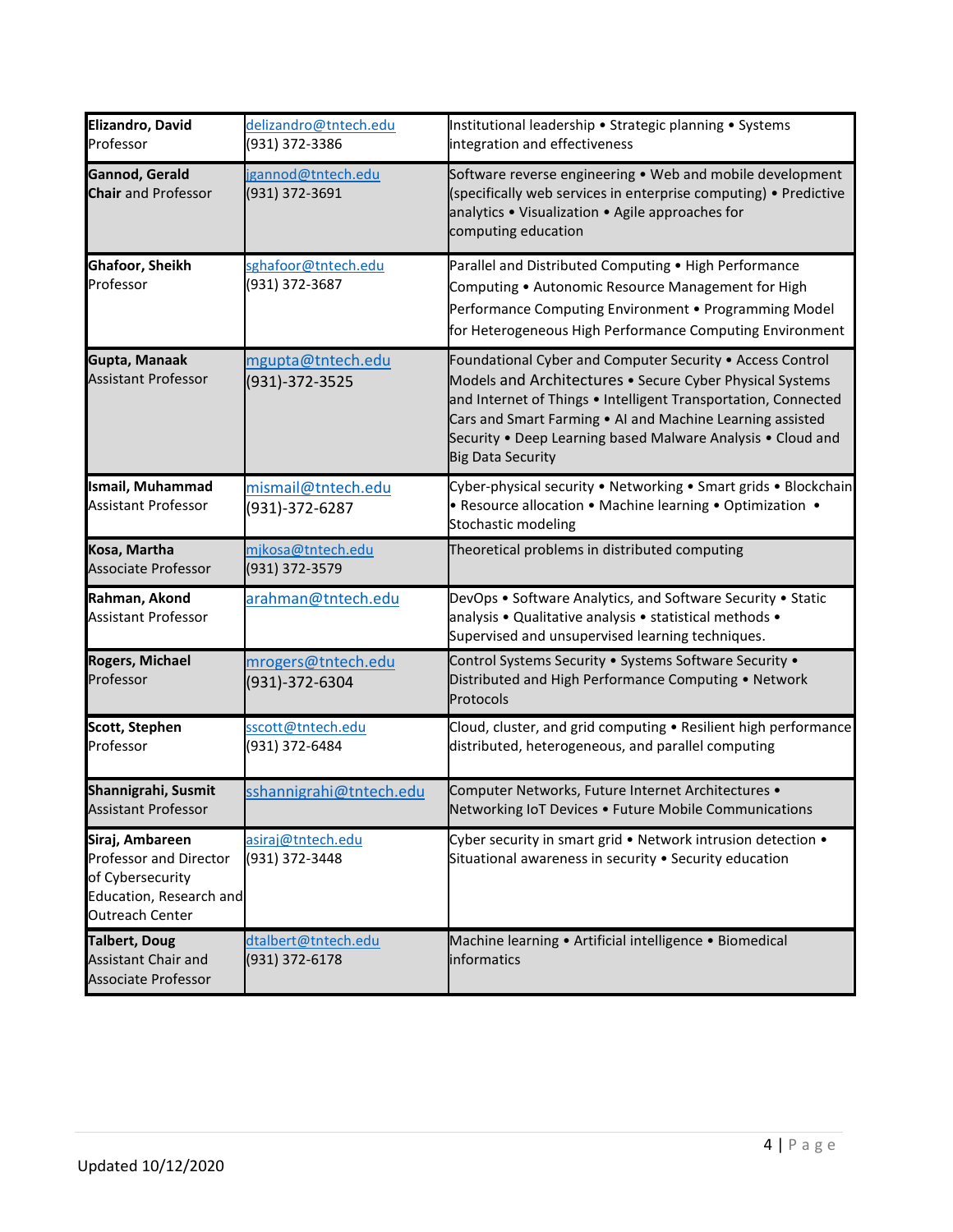| | | |
|---|---|---|
| **Elizandro, David**<br>Professor | delizandro@tntech.edu<br>(931) 372-3386 | Institutional leadership • Strategic planning • Systems integration and effectiveness |
| **Gannod, Gerald**<br>**Chair** and Professor | jgannod@tntech.edu<br>(931) 372-3691 | Software reverse engineering • Web and mobile development (specifically web services in enterprise computing) • Predictive analytics • Visualization • Agile approaches for computing education |
| **Ghafoor, Sheikh**<br>Professor | sghafoor@tntech.edu<br>(931) 372-3687 | Parallel and Distributed Computing • High Performance Computing • Autonomic Resource Management for High Performance Computing Environment • Programming Model for Heterogeneous High Performance Computing Environment |
| **Gupta, Manaak**<br>Assistant Professor | mgupta@tntech.edu<br>(931)-372-3525 | Foundational Cyber and Computer Security • Access Control Models and Architectures • Secure Cyber Physical Systems and Internet of Things • Intelligent Transportation, Connected Cars and Smart Farming • AI and Machine Learning assisted Security • Deep Learning based Malware Analysis • Cloud and Big Data Security |
| **Ismail, Muhammad**<br>Assistant Professor | mismail@tntech.edu<br>(931)-372-6287 | Cyber-physical security • Networking • Smart grids • Blockchain • Resource allocation • Machine learning • Optimization • Stochastic modeling |
| **Kosa, Martha**<br>Associate Professor | mjkosa@tntech.edu<br>(931) 372-3579 | Theoretical problems in distributed computing |
| **Rahman, Akond**<br>Assistant Professor | arahman@tntech.edu | DevOps • Software Analytics, and Software Security • Static analysis • Qualitative analysis • statistical methods • Supervised and unsupervised learning techniques. |
| **Rogers, Michael**<br>Professor | mrogers@tntech.edu<br>(931)-372-6304 | Control Systems Security • Systems Software Security • Distributed and High Performance Computing • Network Protocols |
| **Scott, Stephen**<br>Professor | sscott@tntech.edu<br>(931) 372-6484 | Cloud, cluster, and grid computing • Resilient high performance distributed, heterogeneous, and parallel computing |
| **Shannigrahi, Susmit**<br>Assistant Professor | sshannigrahi@tntech.edu | Computer Networks, Future Internet Architectures • Networking IoT Devices • Future Mobile Communications |
| **Siraj, Ambareen**<br>Professor and Director of Cybersecurity Education, Research and Outreach Center | asiraj@tntech.edu<br>(931) 372-3448 | Cyber security in smart grid • Network intrusion detection • Situational awareness in security • Security education |
| **Talbert, Doug**<br>Assistant Chair and Associate Professor | dtalbert@tntech.edu<br>(931) 372-6178 | Machine learning • Artificial intelligence • Biomedical informatics |

Updated 10/12/2020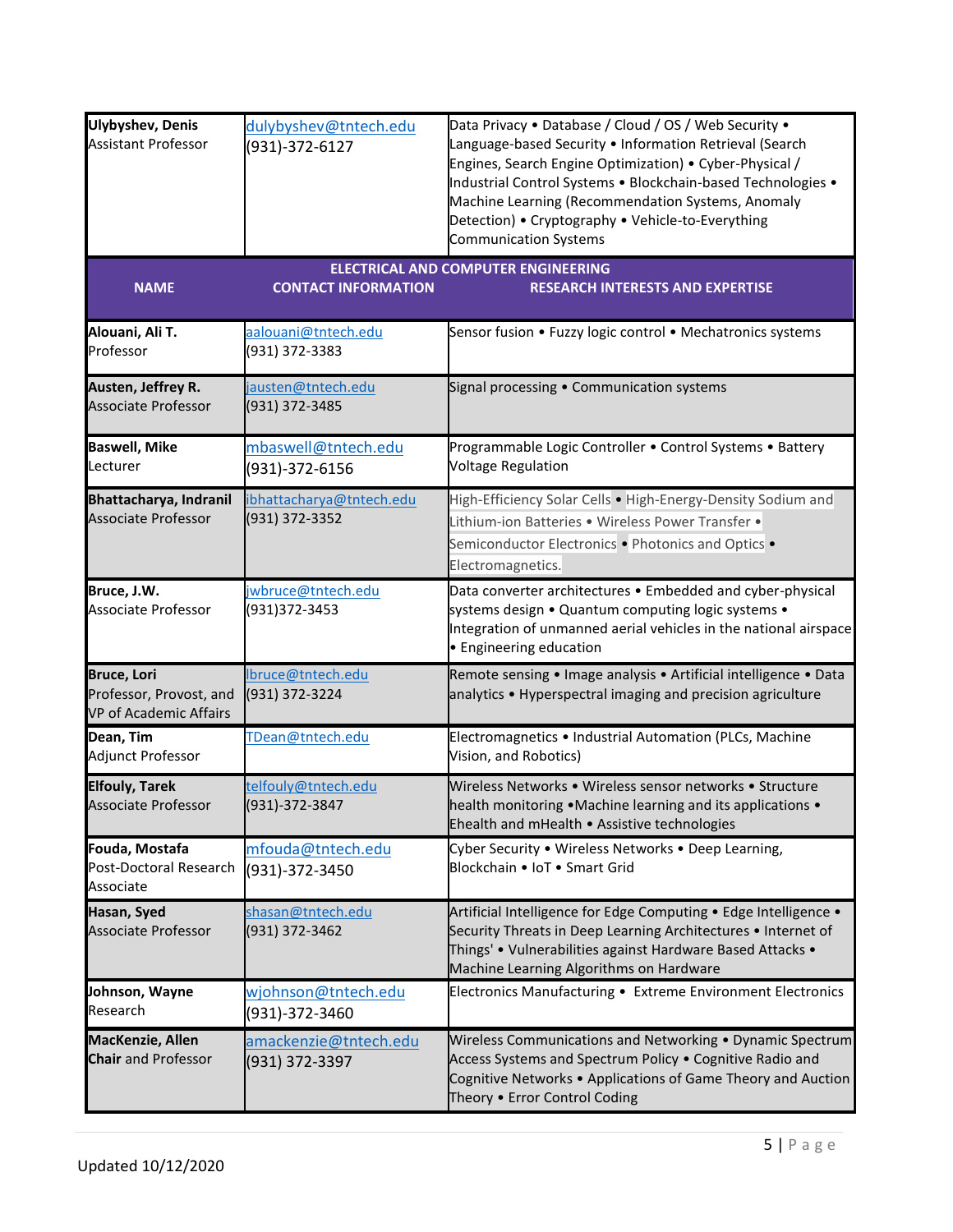| | | |
|---|---|---|
| **Ulybyshev, Denis**<br>Assistant Professor | dulybyshev@tntech.edu<br>(931)-372-6127 | Data Privacy • Database / Cloud / OS / Web Security • Language-based Security • Information Retrieval (Search Engines, Search Engine Optimization) • Cyber-Physical / Industrial Control Systems • Blockchain-based Technologies • Machine Learning (Recommendation Systems, Anomaly Detection) • Cryptography • Vehicle-to-Everything Communication Systems |

**ELECTRICAL AND COMPUTER ENGINEERING**

| NAME | CONTACT INFORMATION | RESEARCH INTERESTS AND EXPERTISE |
|---|---|---|
| **Alouani, Ali T.**<br>Professor | aalouani@tntech.edu<br>(931) 372-3383 | Sensor fusion • Fuzzy logic control • Mechatronics systems |
| **Austen, Jeffrey R.**<br>Associate Professor | jausten@tntech.edu<br>(931) 372-3485 | Signal processing • Communication systems |
| **Baswell, Mike**<br>Lecturer | mbaswell@tntech.edu<br>(931)-372-6156 | Programmable Logic Controller • Control Systems • Battery Voltage Regulation |
| **Bhattacharya, Indranil**<br>Associate Professor | ibhattacharya@tntech.edu<br>(931) 372-3352 | High-Efficiency Solar Cells • High-Energy-Density Sodium and Lithium-ion Batteries • Wireless Power Transfer • Semiconductor Electronics • Photonics and Optics • Electromagnetics. |
| **Bruce, J.W.**<br>Associate Professor | jwbruce@tntech.edu<br>(931)372-3453 | Data converter architectures • Embedded and cyber-physical systems design • Quantum computing logic systems • Integration of unmanned aerial vehicles in the national airspace • Engineering education |
| **Bruce, Lori**<br>Professor, Provost, and VP of Academic Affairs | lbruce@tntech.edu<br>(931) 372-3224 | Remote sensing • Image analysis • Artificial intelligence • Data analytics • Hyperspectral imaging and precision agriculture |
| **Dean, Tim**<br>Adjunct Professor | TDean@tntech.edu | Electromagnetics • Industrial Automation (PLCs, Machine Vision, and Robotics) |
| **Elfouly, Tarek**<br>Associate Professor | telfouly@tntech.edu<br>(931)-372-3847 | Wireless Networks • Wireless sensor networks • Structure health monitoring •Machine learning and its applications • Ehealth and mHealth • Assistive technologies |
| **Fouda, Mostafa**<br>Post-Doctoral Research Associate | mfouda@tntech.edu<br>(931)-372-3450 | Cyber Security • Wireless Networks • Deep Learning, Blockchain • IoT • Smart Grid |
| **Hasan, Syed**<br>Associate Professor | shasan@tntech.edu<br>(931) 372-3462 | Artificial Intelligence for Edge Computing • Edge Intelligence • Security Threats in Deep Learning Architectures • Internet of Things' • Vulnerabilities against Hardware Based Attacks • Machine Learning Algorithms on Hardware |
| **Johnson, Wayne**<br>Research | wjohnson@tntech.edu<br>(931)-372-3460 | Electronics Manufacturing • Extreme Environment Electronics |
| **MacKenzie, Allen**<br>**Chair** and Professor | amackenzie@tntech.edu<br>(931) 372-3397 | Wireless Communications and Networking • Dynamic Spectrum Access Systems and Spectrum Policy • Cognitive Radio and Cognitive Networks • Applications of Game Theory and Auction Theory • Error Control Coding |

Updated 10/12/2020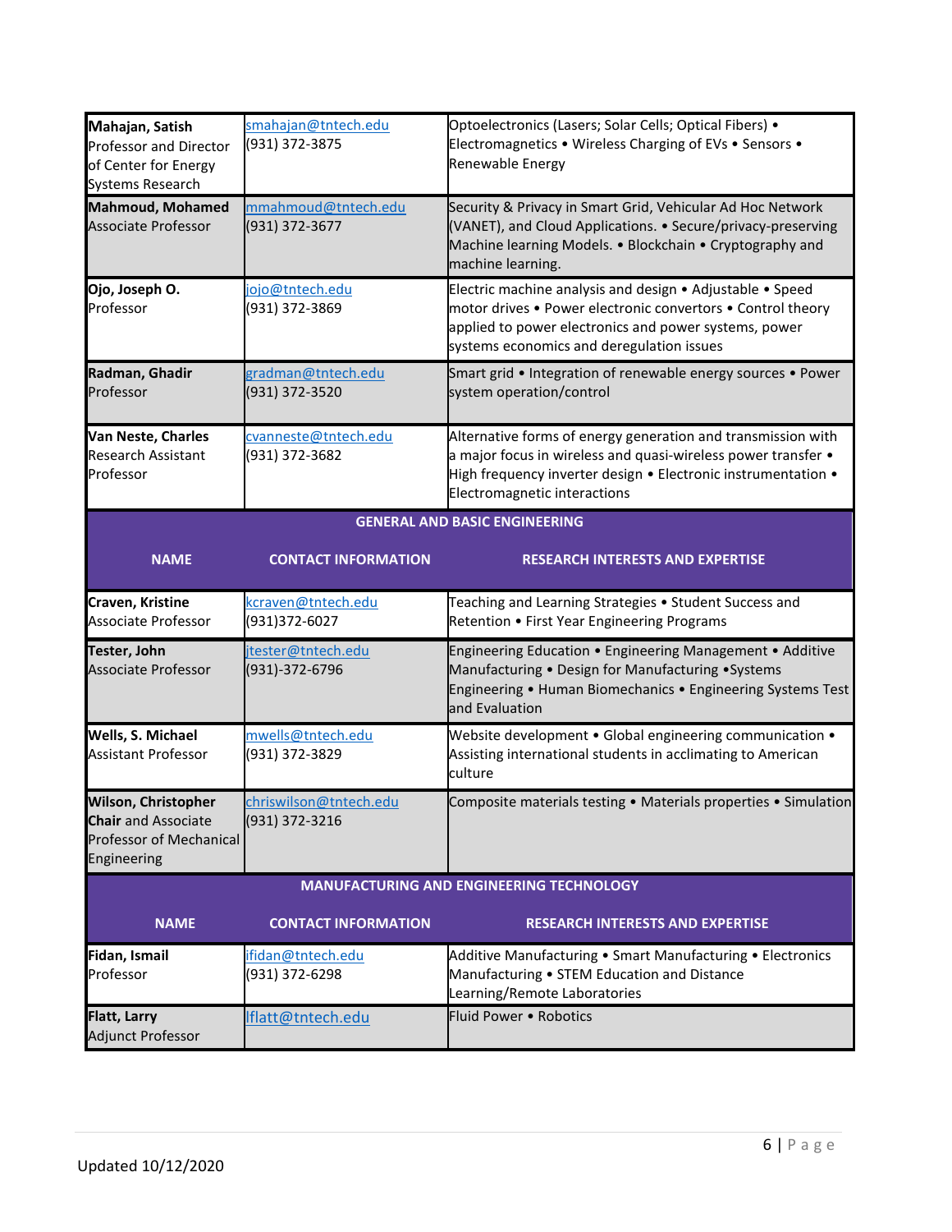| | | |
|---|---|---|
| **Mahajan, Satish**<br>Professor and Director of Center for Energy Systems Research | smahajan@tntech.edu<br>(931) 372-3875 | Optoelectronics (Lasers; Solar Cells; Optical Fibers) • Electromagnetics • Wireless Charging of EVs • Sensors • Renewable Energy |
| **Mahmoud, Mohamed**<br>Associate Professor | mmahmoud@tntech.edu<br>(931) 372-3677 | Security & Privacy in Smart Grid, Vehicular Ad Hoc Network (VANET), and Cloud Applications. • Secure/privacy-preserving Machine learning Models. • Blockchain • Cryptography and machine learning. |
| **Ojo, Joseph O.**<br>Professor | jojo@tntech.edu<br>(931) 372-3869 | Electric machine analysis and design • Adjustable • Speed motor drives • Power electronic convertors • Control theory applied to power electronics and power systems, power systems economics and deregulation issues |
| **Radman, Ghadir**<br>Professor | gradman@tntech.edu<br>(931) 372-3520 | Smart grid • Integration of renewable energy sources • Power system operation/control |
| **Van Neste, Charles**<br>Research Assistant Professor | cvanneste@tntech.edu<br>(931) 372-3682 | Alternative forms of energy generation and transmission with a major focus in wireless and quasi-wireless power transfer • High frequency inverter design • Electronic instrumentation • Electromagnetic interactions |

**GENERAL AND BASIC ENGINEERING**

| NAME | CONTACT INFORMATION | RESEARCH INTERESTS AND EXPERTISE |
|---|---|---|
| **Craven, Kristine**<br>Associate Professor | kcraven@tntech.edu<br>(931)372-6027 | Teaching and Learning Strategies • Student Success and Retention • First Year Engineering Programs |
| **Tester, John**<br>Associate Professor | jtester@tntech.edu<br>(931)-372-6796 | Engineering Education • Engineering Management • Additive Manufacturing • Design for Manufacturing •Systems Engineering • Human Biomechanics • Engineering Systems Test and Evaluation |
| **Wells, S. Michael**<br>Assistant Professor | mwells@tntech.edu<br>(931) 372-3829 | Website development • Global engineering communication • Assisting international students in acclimating to American culture |
| **Wilson, Christopher**<br>**Chair** and Associate Professor of Mechanical Engineering | chriswilson@tntech.edu<br>(931) 372-3216 | Composite materials testing • Materials properties • Simulation |

**MANUFACTURING AND ENGINEERING TECHNOLOGY**

| NAME | CONTACT INFORMATION | RESEARCH INTERESTS AND EXPERTISE |
|---|---|---|
| **Fidan, Ismail**<br>Professor | ifidan@tntech.edu<br>(931) 372-6298 | Additive Manufacturing • Smart Manufacturing • Electronics Manufacturing • STEM Education and Distance Learning/Remote Laboratories |
| **Flatt, Larry**<br>Adjunct Professor | lflatt@tntech.edu | Fluid Power • Robotics |

Updated 10/12/2020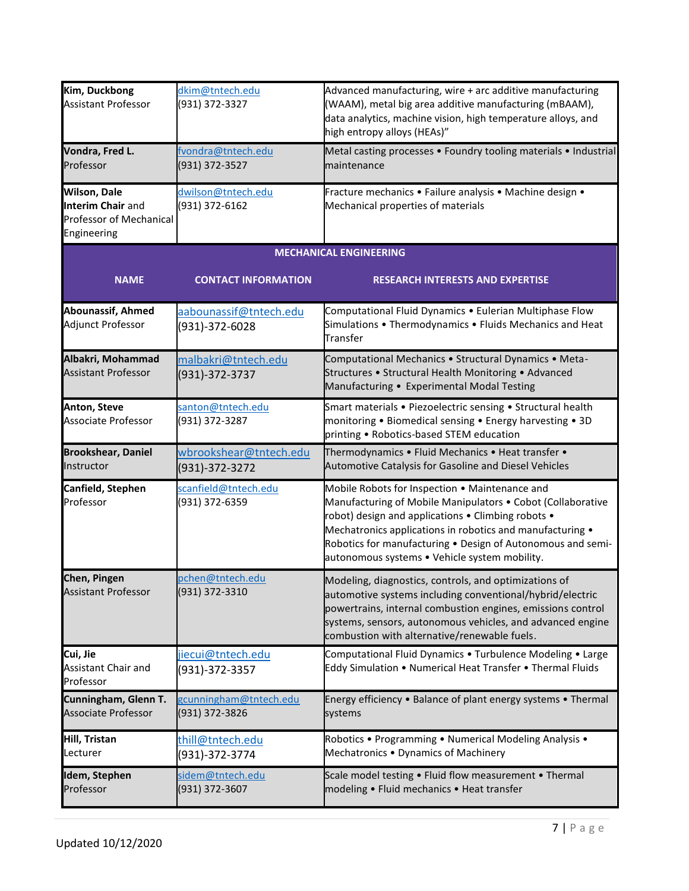| | | |
|---|---|---|
| **Kim, Duckbong**<br>Assistant Professor | dkim@tntech.edu<br>(931) 372-3327 | Advanced manufacturing, wire + arc additive manufacturing (WAAM), metal big area additive manufacturing (mBAAM), data analytics, machine vision, high temperature alloys, and high entropy alloys (HEAs)" |
| **Vondra, Fred L.**<br>Professor | fvondra@tntech.edu<br>(931) 372-3527 | Metal casting processes • Foundry tooling materials • Industrial maintenance |
| **Wilson, Dale**<br>**Interim Chair** and Professor of Mechanical Engineering | dwilson@tntech.edu<br>(931) 372-6162 | Fracture mechanics • Failure analysis • Machine design • Mechanical properties of materials |

**MECHANICAL ENGINEERING**

| NAME | CONTACT INFORMATION | RESEARCH INTERESTS AND EXPERTISE |
|---|---|---|
| **Abounassif, Ahmed**<br>Adjunct Professor | aabounassif@tntech.edu<br>(931)-372-6028 | Computational Fluid Dynamics • Eulerian Multiphase Flow Simulations • Thermodynamics • Fluids Mechanics and Heat Transfer |
| **Albakri, Mohammad**<br>Assistant Professor | malbakri@tntech.edu<br>(931)-372-3737 | Computational Mechanics • Structural Dynamics • Meta-Structures • Structural Health Monitoring • Advanced Manufacturing • Experimental Modal Testing |
| **Anton, Steve**<br>Associate Professor | santon@tntech.edu<br>(931) 372-3287 | Smart materials • Piezoelectric sensing • Structural health monitoring • Biomedical sensing • Energy harvesting • 3D printing • Robotics-based STEM education |
| **Brookshear, Daniel**<br>Instructor | wbrookshear@tntech.edu<br>(931)-372-3272 | Thermodynamics • Fluid Mechanics • Heat transfer • Automotive Catalysis for Gasoline and Diesel Vehicles |
| **Canfield, Stephen**<br>Professor | scanfield@tntech.edu<br>(931) 372-6359 | Mobile Robots for Inspection • Maintenance and Manufacturing of Mobile Manipulators • Cobot (Collaborative robot) design and applications • Climbing robots • Mechatronics applications in robotics and manufacturing • Robotics for manufacturing • Design of Autonomous and semi-autonomous systems • Vehicle system mobility. |
| **Chen, Pingen**<br>Assistant Professor | pchen@tntech.edu<br>(931) 372-3310 | Modeling, diagnostics, controls, and optimizations of automotive systems including conventional/hybrid/electric powertrains, internal combustion engines, emissions control systems, sensors, autonomous vehicles, and advanced engine combustion with alternative/renewable fuels. |
| **Cui, Jie**<br>Assistant Chair and Professor | jiecui@tntech.edu<br>(931)-372-3357 | Computational Fluid Dynamics • Turbulence Modeling • Large Eddy Simulation • Numerical Heat Transfer • Thermal Fluids |
| **Cunningham, Glenn T.**<br>Associate Professor | gcunningham@tntech.edu<br>(931) 372-3826 | Energy efficiency • Balance of plant energy systems • Thermal systems |
| **Hill, Tristan**<br>Lecturer | thill@tntech.edu<br>(931)-372-3774 | Robotics • Programming • Numerical Modeling Analysis • Mechatronics • Dynamics of Machinery |
| **Idem, Stephen**<br>Professor | sidem@tntech.edu<br>(931) 372-3607 | Scale model testing • Fluid flow measurement • Thermal modeling • Fluid mechanics • Heat transfer |

Updated 10/12/2020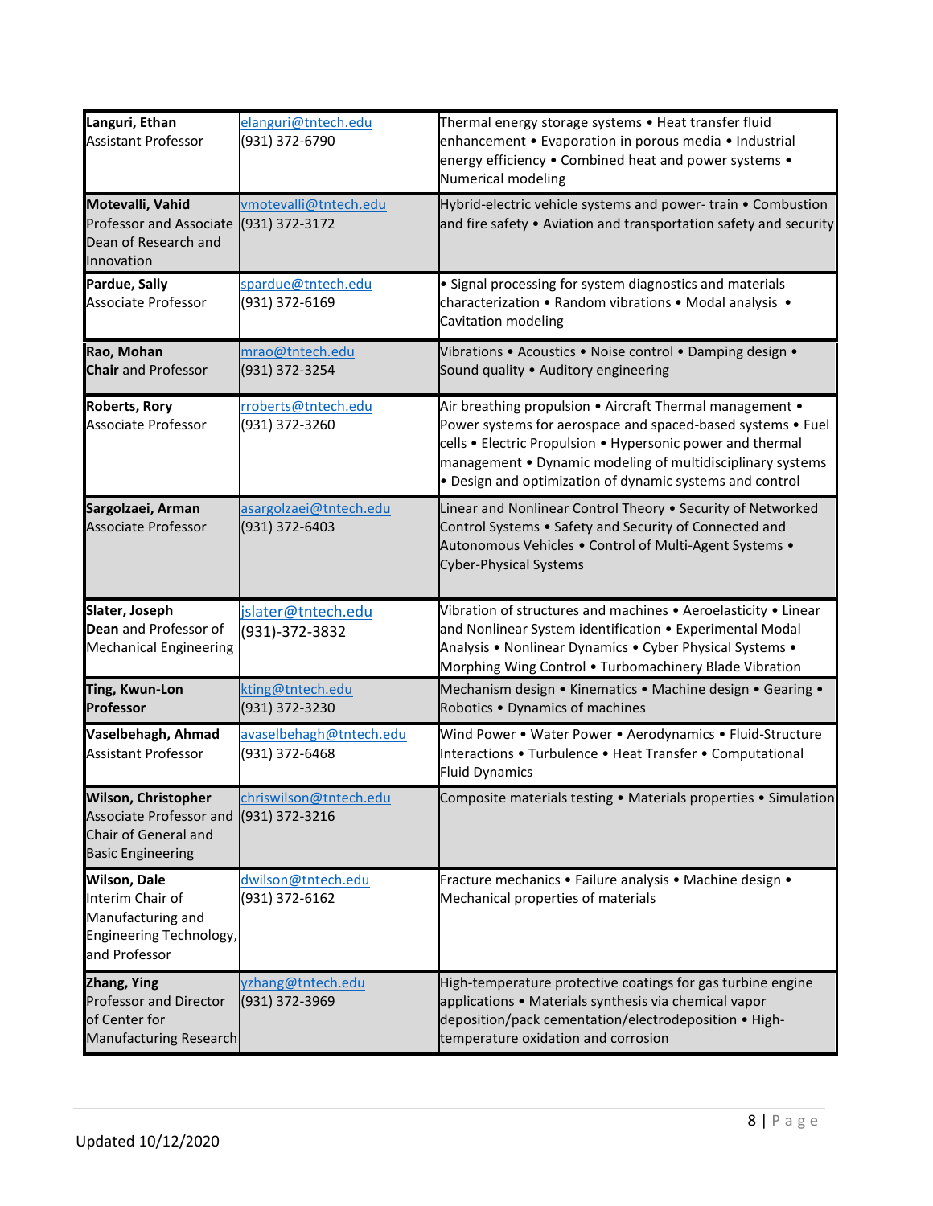| | | |
|---|---|---|
| **Languri, Ethan**<br>Assistant Professor | elanguri@tntech.edu<br>(931) 372-6790 | Thermal energy storage systems • Heat transfer fluid enhancement • Evaporation in porous media • Industrial energy efficiency • Combined heat and power systems • Numerical modeling |
| **Motevalli, Vahid**<br>Professor and Associate Dean of Research and Innovation | vmotevalli@tntech.edu<br>(931) 372-3172 | Hybrid-electric vehicle systems and power- train • Combustion and fire safety • Aviation and transportation safety and security |
| **Pardue, Sally**<br>Associate Professor | spardue@tntech.edu<br>(931) 372-6169 | • Signal processing for system diagnostics and materials characterization • Random vibrations • Modal analysis • Cavitation modeling |
| **Rao, Mohan**<br>**Chair** and Professor | mrao@tntech.edu<br>(931) 372-3254 | Vibrations • Acoustics • Noise control • Damping design • Sound quality • Auditory engineering |
| **Roberts, Rory**<br>Associate Professor | rroberts@tntech.edu<br>(931) 372-3260 | Air breathing propulsion • Aircraft Thermal management • Power systems for aerospace and spaced-based systems • Fuel cells • Electric Propulsion • Hypersonic power and thermal management • Dynamic modeling of multidisciplinary systems • Design and optimization of dynamic systems and control |
| **Sargolzaei, Arman**<br>Associate Professor | asargolzaei@tntech.edu<br>(931) 372-6403 | Linear and Nonlinear Control Theory • Security of Networked Control Systems • Safety and Security of Connected and Autonomous Vehicles • Control of Multi-Agent Systems • Cyber-Physical Systems |
| **Slater, Joseph**<br>**Dean** and Professor of Mechanical Engineering | jslater@tntech.edu<br>(931)-372-3832 | Vibration of structures and machines • Aeroelasticity • Linear and Nonlinear System identification • Experimental Modal Analysis • Nonlinear Dynamics • Cyber Physical Systems • Morphing Wing Control • Turbomachinery Blade Vibration |
| **Ting, Kwun-Lon**<br>**Professor** | kting@tntech.edu<br>(931) 372-3230 | Mechanism design • Kinematics • Machine design • Gearing • Robotics • Dynamics of machines |
| **Vaselbehagh, Ahmad**<br>Assistant Professor | avaselbehagh@tntech.edu<br>(931) 372-6468 | Wind Power • Water Power • Aerodynamics • Fluid-Structure Interactions • Turbulence • Heat Transfer • Computational Fluid Dynamics |
| **Wilson, Christopher**<br>Associate Professor and Chair of General and Basic Engineering | chriswilson@tntech.edu<br>(931) 372-3216 | Composite materials testing • Materials properties • Simulation |
| **Wilson, Dale**<br>Interim Chair of Manufacturing and Engineering Technology, and Professor | dwilson@tntech.edu<br>(931) 372-6162 | Fracture mechanics • Failure analysis • Machine design • Mechanical properties of materials |
| **Zhang, Ying**<br>Professor and Director of Center for Manufacturing Research | yzhang@tntech.edu<br>(931) 372-3969 | High-temperature protective coatings for gas turbine engine applications • Materials synthesis via chemical vapor deposition/pack cementation/electrodeposition • High-temperature oxidation and corrosion |

Updated 10/12/2020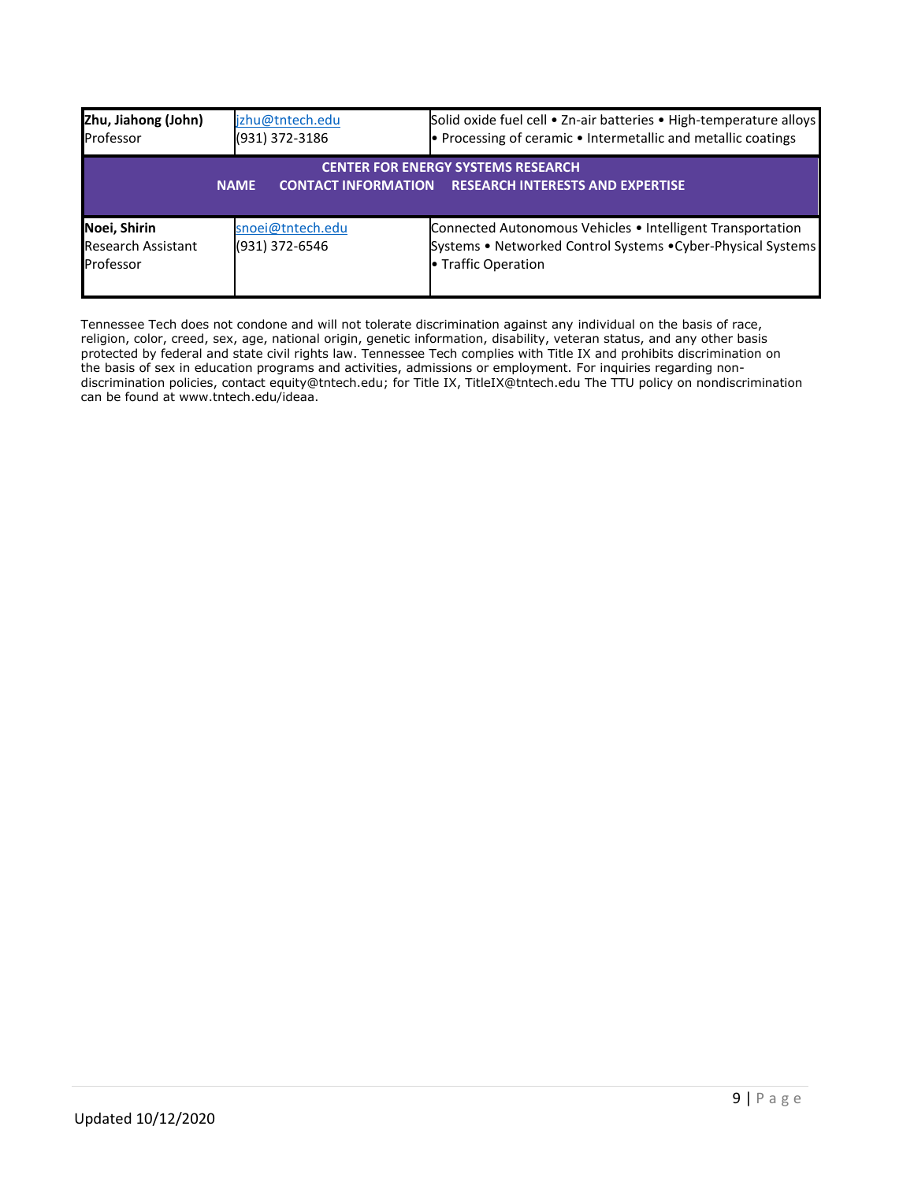| | | |
|---|---|---|
| **Zhu, Jiahong (John)** Professor | jzhu@tntech.edu (931) 372-3186 | Solid oxide fuel cell • Zn-air batteries • High-temperature alloys • Processing of ceramic • Intermetallic and metallic coatings |

**CENTER FOR ENERGY SYSTEMS RESEARCH**

| NAME | CONTACT INFORMATION | RESEARCH INTERESTS AND EXPERTISE |
|---|---|---|
| **Noei, Shirin** Research Assistant Professor | snoei@tntech.edu (931) 372-6546 | Connected Autonomous Vehicles • Intelligent Transportation Systems • Networked Control Systems •Cyber-Physical Systems • Traffic Operation |

Tennessee Tech does not condone and will not tolerate discrimination against any individual on the basis of race, religion, color, creed, sex, age, national origin, genetic information, disability, veteran status, and any other basis protected by federal and state civil rights law. Tennessee Tech complies with Title IX and prohibits discrimination on the basis of sex in education programs and activities, admissions or employment. For inquiries regarding non-discrimination policies, contact equity@tntech.edu; for Title IX, TitleIX@tntech.edu The TTU policy on nondiscrimination can be found at www.tntech.edu/ideaa.

Updated 10/12/2020